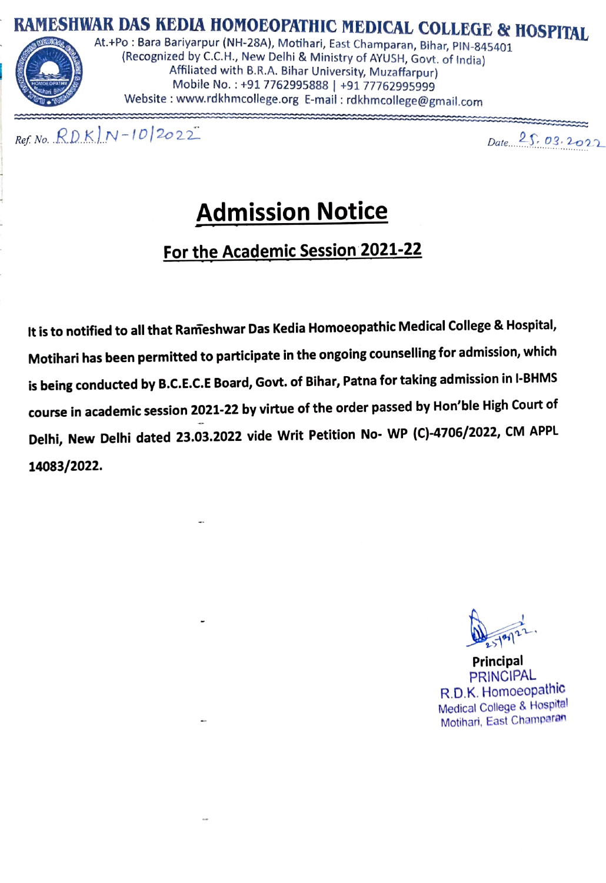# RAMESHWAR DAS KEDIA HOMOEOPATHIC MEDICAL COLLEGE & HOSPITAL

At.+Po : Bara Bariyarpur (NH-28A), Motihari, East Champaran, Bihar, PIN-845401
(Recognized by C.C.H., New Delhi & Ministry of AYUSH, Govt. of India)
Affiliated with B.R.A. Bihar University, Muzaffarpur)
Mobile No. : +91 7762995888 | +91 77762995999
Website : www.rdkhmcollege.org E-mail : rdkhmcollege@gmail.com

Ref. No. RDK/N-10/2022

Date 25.03.2022

## Admission Notice

### For the Academic Session 2021-22

**It is to notified to all that Rameshwar Das Kedia Homoeopathic Medical College & Hospital, Motihari has been permitted to participate in the ongoing counselling for admission, which is being conducted by B.C.E.C.E Board, Govt. of Bihar, Patna for taking admission in I-BHMS course in academic session 2021-22 by virtue of the order passed by Hon'ble High Court of Delhi, New Delhi dated 23.03.2022 vide Writ Petition No- WP (C)-4706/2022, CM APPL 14083/2022.**

25/03/22

**Principal**

PRINCIPAL
R.D.K. Homoeopathic
Medical College & Hospital
Motihari, East Champaran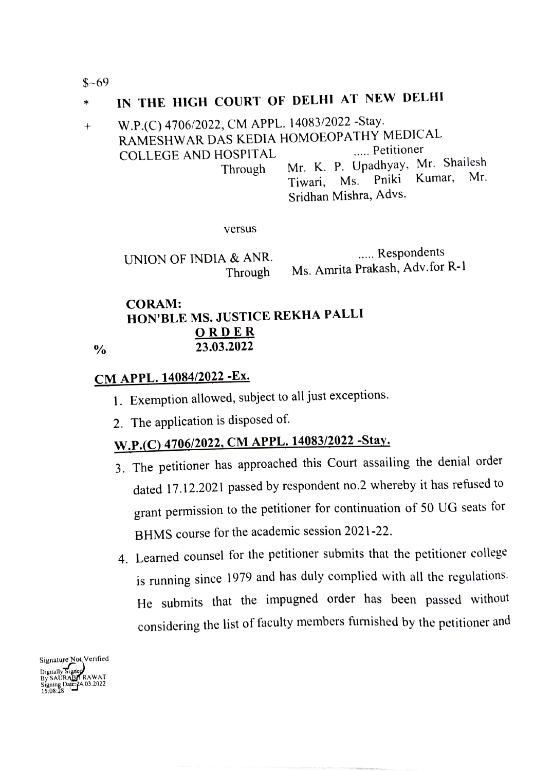$-69

\* **IN THE HIGH COURT OF DELHI AT NEW DELHI**

\+ W.P.(C) 4706/2022, CM APPL. 14083/2022 -Stay.

RAMESHWAR DAS KEDIA HOMOEOPATHY MEDICAL COLLEGE AND HOSPITAL ..... Petitioner

Through Mr. K. P. Upadhyay, Mr. Shailesh Tiwari, Ms. Pniki Kumar, Mr. Sridhan Mishra, Advs.

versus

UNION OF INDIA & ANR. ..... Respondents

Through Ms. Amrita Prakash, Adv.for R-1

**CORAM:**
**HON'BLE MS. JUSTICE REKHA PALLI**

**ORDER**

% **23.03.2022**

**CM APPL. 14084/2022 -Ex.**

1. Exemption allowed, subject to all just exceptions.
2. The application is disposed of.

**W.P.(C) 4706/2022, CM APPL. 14083/2022 -Stay.**

3. The petitioner has approached this Court assailing the denial order dated 17.12.2021 passed by respondent no.2 whereby it has refused to grant permission to the petitioner for continuation of 50 UG seats for BHMS course for the academic session 2021-22.
4. Learned counsel for the petitioner submits that the petitioner college is running since 1979 and has duly complied with all the regulations. He submits that the impugned order has been passed without considering the list of faculty members furnished by the petitioner and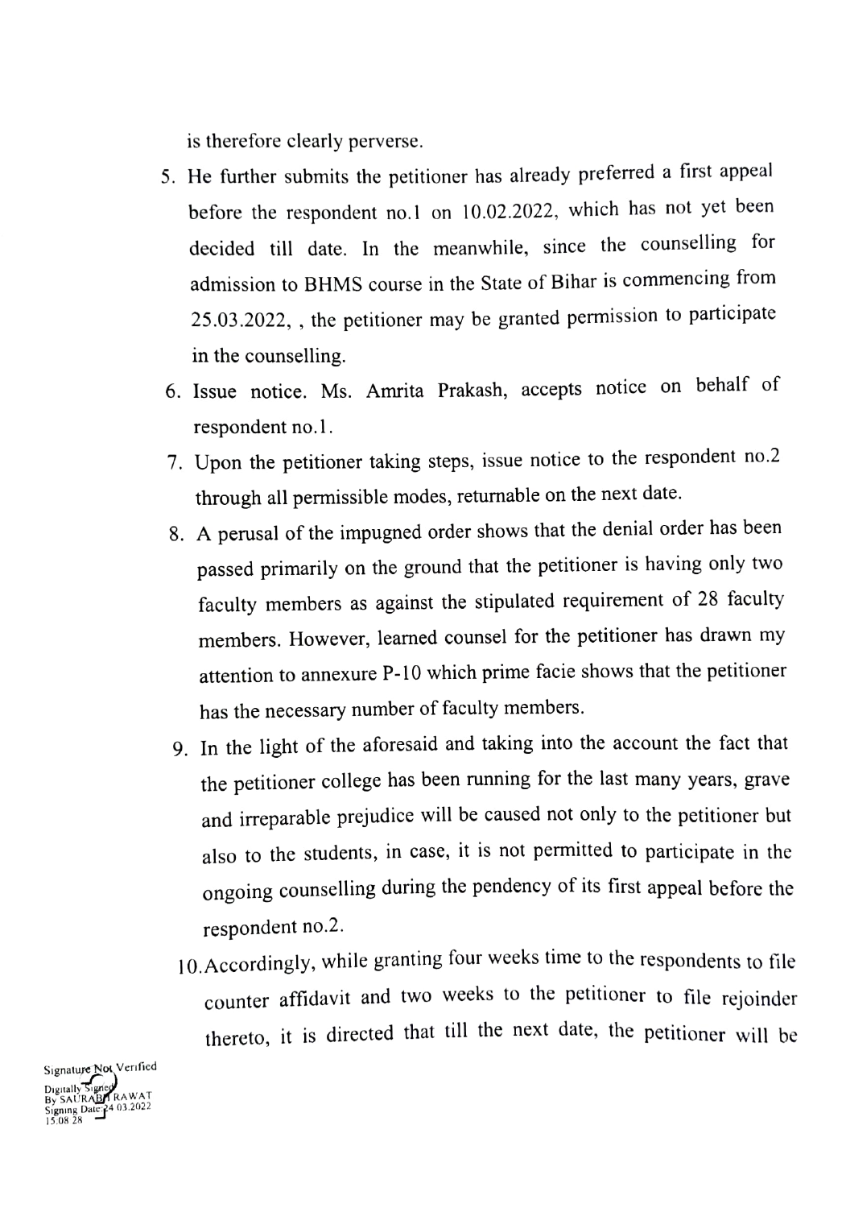is therefore clearly perverse.

5. He further submits the petitioner has already preferred a first appeal before the respondent no.1 on 10.02.2022, which has not yet been decided till date. In the meanwhile, since the counselling for admission to BHMS course in the State of Bihar is commencing from 25.03.2022, , the petitioner may be granted permission to participate in the counselling.
6. Issue notice. Ms. Amrita Prakash, accepts notice on behalf of respondent no.1.
7. Upon the petitioner taking steps, issue notice to the respondent no.2 through all permissible modes, returnable on the next date.
8. A perusal of the impugned order shows that the denial order has been passed primarily on the ground that the petitioner is having only two faculty members as against the stipulated requirement of 28 faculty members. However, learned counsel for the petitioner has drawn my attention to annexure P-10 which prime facie shows that the petitioner has the necessary number of faculty members.
9. In the light of the aforesaid and taking into the account the fact that the petitioner college has been running for the last many years, grave and irreparable prejudice will be caused not only to the petitioner but also to the students, in case, it is not permitted to participate in the ongoing counselling during the pendency of its first appeal before the respondent no.2.
10. Accordingly, while granting four weeks time to the respondents to file counter affidavit and two weeks to the petitioner to file rejoinder thereto, it is directed that till the next date, the petitioner will be

Signature Not Verified
Digitally Signed
By SAURABH RAWAT
Signing Date:24.03.2022
15:08:28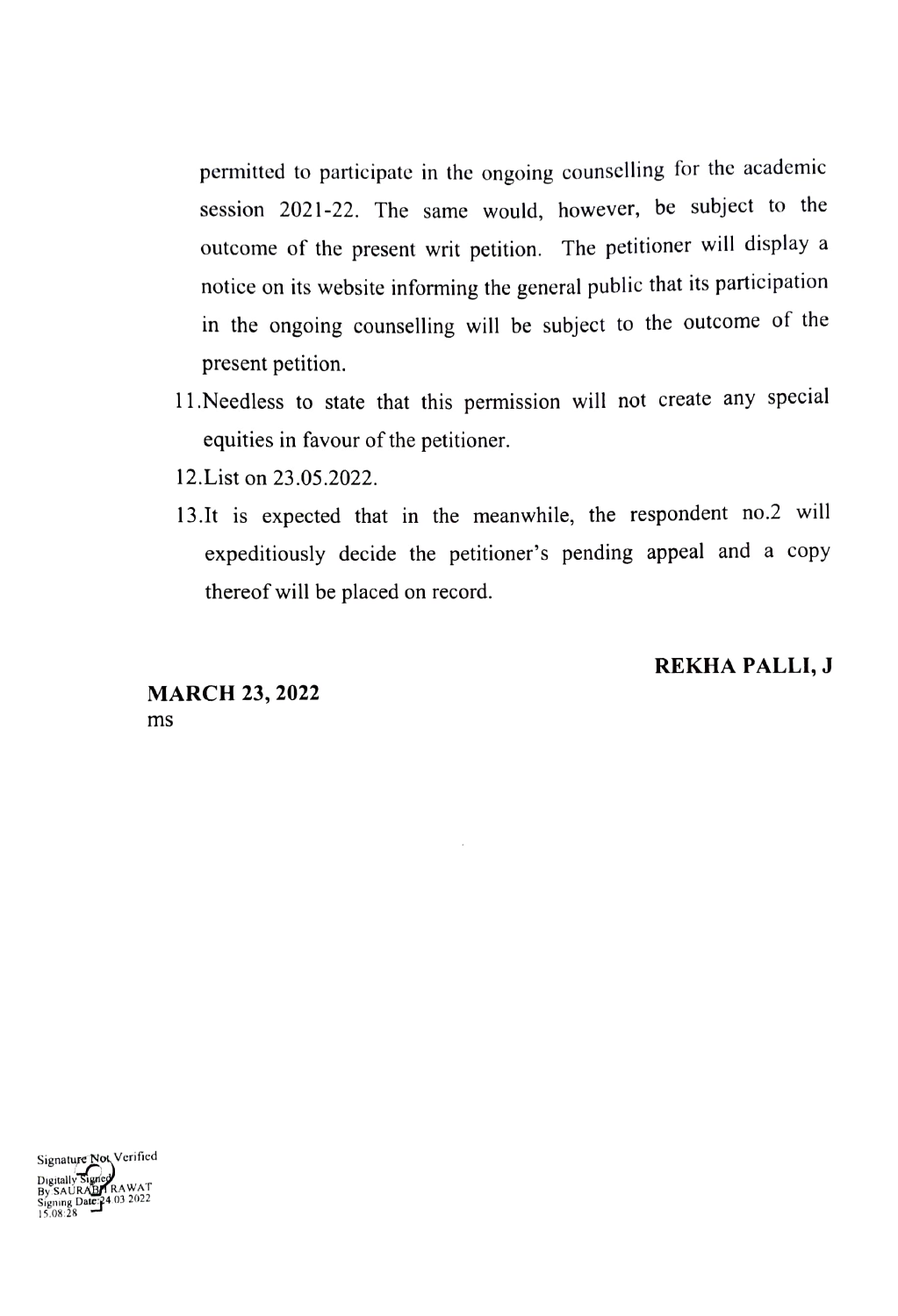permitted to participate in the ongoing counselling for the academic session 2021-22. The same would, however, be subject to the outcome of the present writ petition. The petitioner will display a notice on its website informing the general public that its participation in the ongoing counselling will be subject to the outcome of the present petition.

11. Needless to state that this permission will not create any special equities in favour of the petitioner.

12. List on 23.05.2022.

13. It is expected that in the meanwhile, the respondent no.2 will expeditiously decide the petitioner's pending appeal and a copy thereof will be placed on record.

**REKHA PALLI, J**

**MARCH 23, 2022**
ms

Signature Not Verified
Digitally Signed
By SAURABH RAWAT
Signing Date:24.03.2022
15:08:28